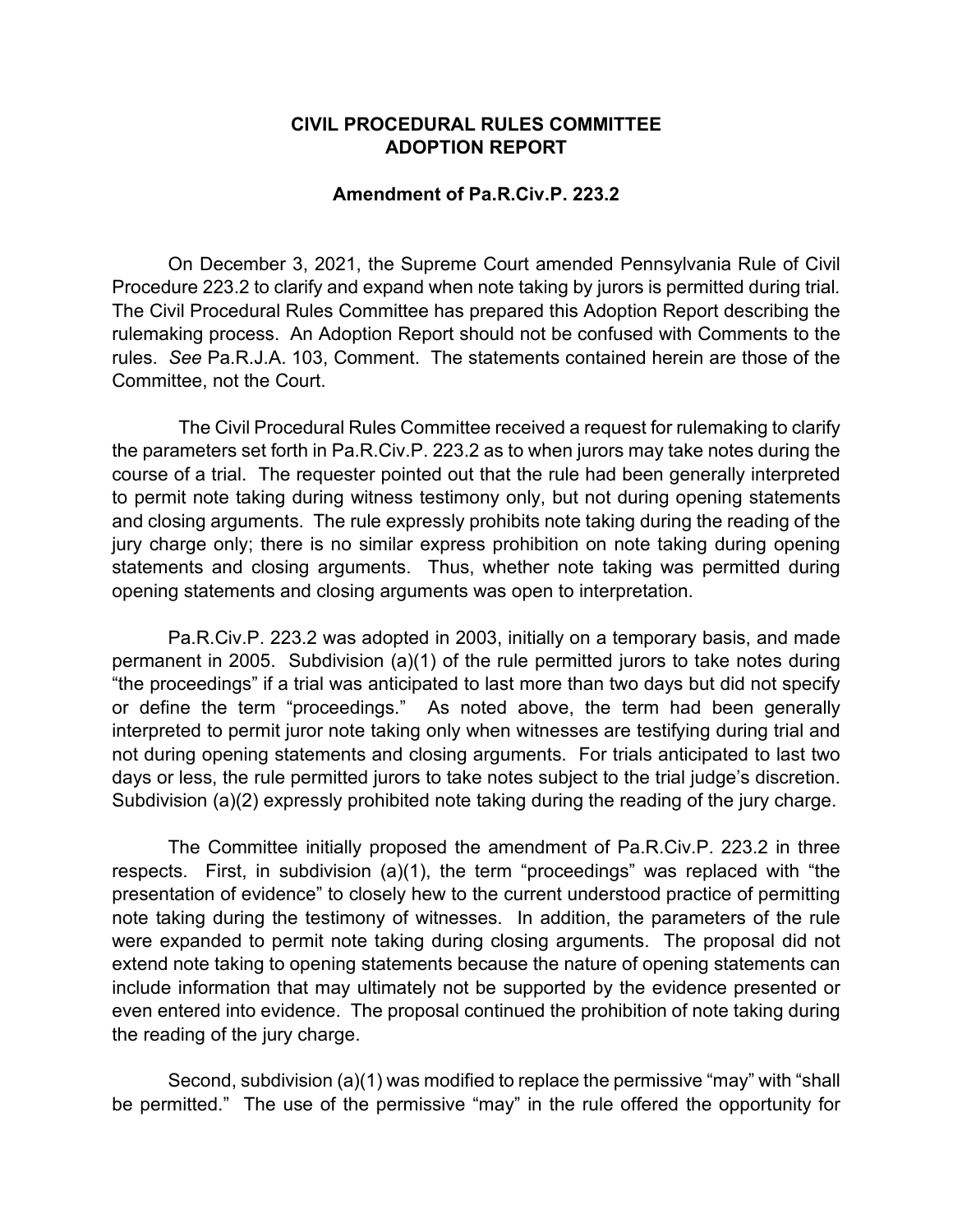# CIVIL PROCEDURAL RULES COMMITTEE
# ADOPTION REPORT

## Amendment of Pa.R.Civ.P. 223.2

On December 3, 2021, the Supreme Court amended Pennsylvania Rule of Civil Procedure 223.2 to clarify and expand when note taking by jurors is permitted during trial. The Civil Procedural Rules Committee has prepared this Adoption Report describing the rulemaking process. An Adoption Report should not be confused with Comments to the rules. *See* Pa.R.J.A. 103, Comment. The statements contained herein are those of the Committee, not the Court.

The Civil Procedural Rules Committee received a request for rulemaking to clarify the parameters set forth in Pa.R.Civ.P. 223.2 as to when jurors may take notes during the course of a trial. The requester pointed out that the rule had been generally interpreted to permit note taking during witness testimony only, but not during opening statements and closing arguments. The rule expressly prohibits note taking during the reading of the jury charge only; there is no similar express prohibition on note taking during opening statements and closing arguments. Thus, whether note taking was permitted during opening statements and closing arguments was open to interpretation.

Pa.R.Civ.P. 223.2 was adopted in 2003, initially on a temporary basis, and made permanent in 2005. Subdivision (a)(1) of the rule permitted jurors to take notes during "the proceedings" if a trial was anticipated to last more than two days but did not specify or define the term "proceedings." As noted above, the term had been generally interpreted to permit juror note taking only when witnesses are testifying during trial and not during opening statements and closing arguments. For trials anticipated to last two days or less, the rule permitted jurors to take notes subject to the trial judge's discretion. Subdivision (a)(2) expressly prohibited note taking during the reading of the jury charge.

The Committee initially proposed the amendment of Pa.R.Civ.P. 223.2 in three respects. First, in subdivision (a)(1), the term "proceedings" was replaced with "the presentation of evidence" to closely hew to the current understood practice of permitting note taking during the testimony of witnesses. In addition, the parameters of the rule were expanded to permit note taking during closing arguments. The proposal did not extend note taking to opening statements because the nature of opening statements can include information that may ultimately not be supported by the evidence presented or even entered into evidence. The proposal continued the prohibition of note taking during the reading of the jury charge.

Second, subdivision (a)(1) was modified to replace the permissive "may" with "shall be permitted." The use of the permissive "may" in the rule offered the opportunity for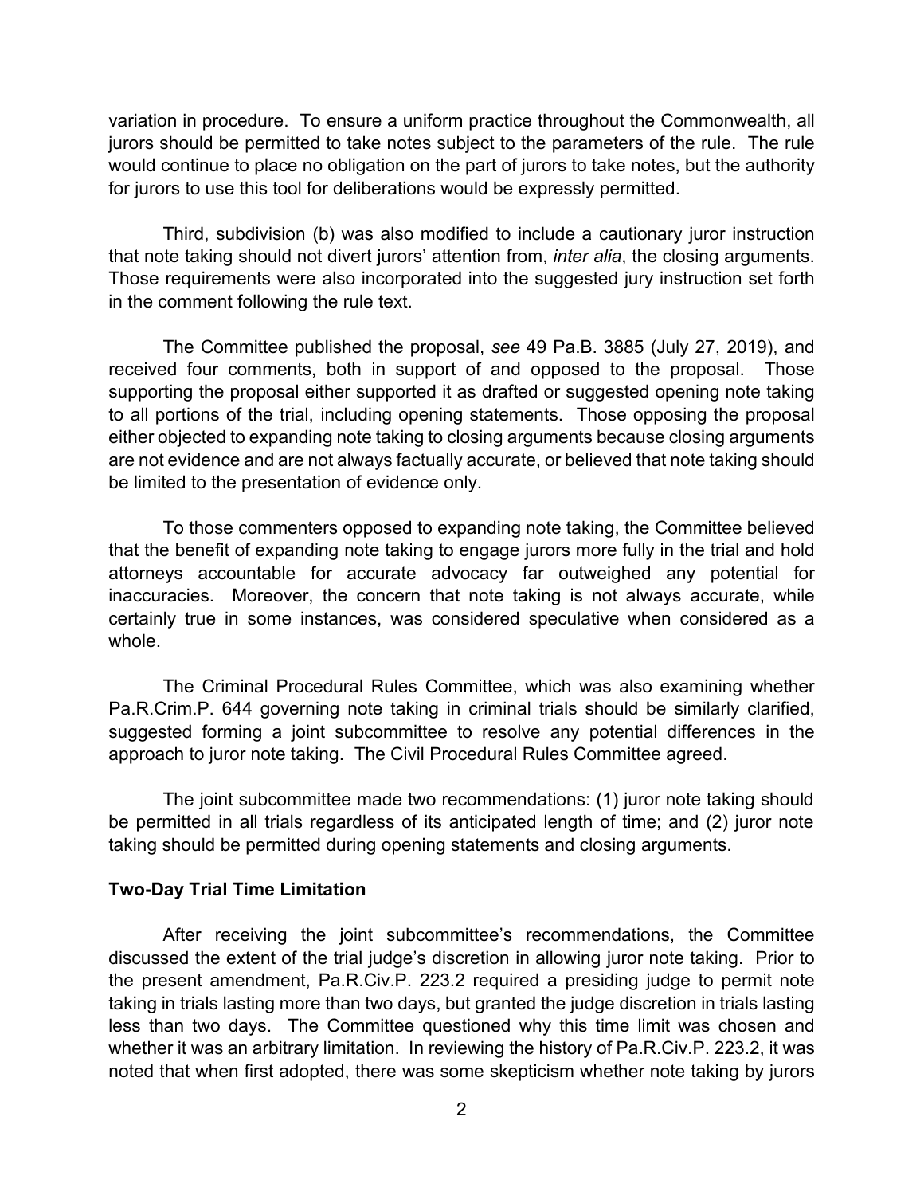variation in procedure. To ensure a uniform practice throughout the Commonwealth, all jurors should be permitted to take notes subject to the parameters of the rule. The rule would continue to place no obligation on the part of jurors to take notes, but the authority for jurors to use this tool for deliberations would be expressly permitted.

Third, subdivision (b) was also modified to include a cautionary juror instruction that note taking should not divert jurors' attention from, *inter alia*, the closing arguments. Those requirements were also incorporated into the suggested jury instruction set forth in the comment following the rule text.

The Committee published the proposal, *see* 49 Pa.B. 3885 (July 27, 2019), and received four comments, both in support of and opposed to the proposal. Those supporting the proposal either supported it as drafted or suggested opening note taking to all portions of the trial, including opening statements. Those opposing the proposal either objected to expanding note taking to closing arguments because closing arguments are not evidence and are not always factually accurate, or believed that note taking should be limited to the presentation of evidence only.

To those commenters opposed to expanding note taking, the Committee believed that the benefit of expanding note taking to engage jurors more fully in the trial and hold attorneys accountable for accurate advocacy far outweighed any potential for inaccuracies. Moreover, the concern that note taking is not always accurate, while certainly true in some instances, was considered speculative when considered as a whole.

The Criminal Procedural Rules Committee, which was also examining whether Pa.R.Crim.P. 644 governing note taking in criminal trials should be similarly clarified, suggested forming a joint subcommittee to resolve any potential differences in the approach to juror note taking. The Civil Procedural Rules Committee agreed.

The joint subcommittee made two recommendations: (1) juror note taking should be permitted in all trials regardless of its anticipated length of time; and (2) juror note taking should be permitted during opening statements and closing arguments.

**Two-Day Trial Time Limitation**

After receiving the joint subcommittee's recommendations, the Committee discussed the extent of the trial judge's discretion in allowing juror note taking. Prior to the present amendment, Pa.R.Civ.P. 223.2 required a presiding judge to permit note taking in trials lasting more than two days, but granted the judge discretion in trials lasting less than two days. The Committee questioned why this time limit was chosen and whether it was an arbitrary limitation. In reviewing the history of Pa.R.Civ.P. 223.2, it was noted that when first adopted, there was some skepticism whether note taking by jurors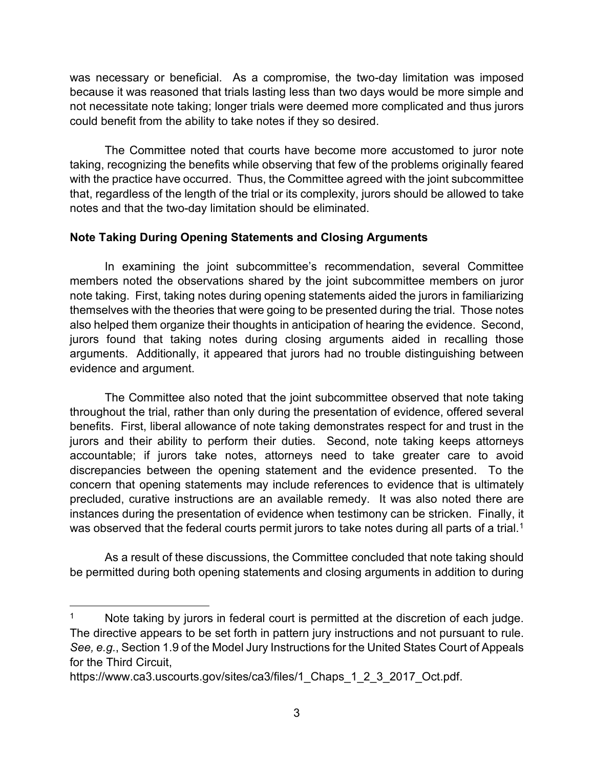was necessary or beneficial. As a compromise, the two-day limitation was imposed because it was reasoned that trials lasting less than two days would be more simple and not necessitate note taking; longer trials were deemed more complicated and thus jurors could benefit from the ability to take notes if they so desired.

The Committee noted that courts have become more accustomed to juror note taking, recognizing the benefits while observing that few of the problems originally feared with the practice have occurred. Thus, the Committee agreed with the joint subcommittee that, regardless of the length of the trial or its complexity, jurors should be allowed to take notes and that the two-day limitation should be eliminated.

**Note Taking During Opening Statements and Closing Arguments**

In examining the joint subcommittee's recommendation, several Committee members noted the observations shared by the joint subcommittee members on juror note taking. First, taking notes during opening statements aided the jurors in familiarizing themselves with the theories that were going to be presented during the trial. Those notes also helped them organize their thoughts in anticipation of hearing the evidence. Second, jurors found that taking notes during closing arguments aided in recalling those arguments. Additionally, it appeared that jurors had no trouble distinguishing between evidence and argument.

The Committee also noted that the joint subcommittee observed that note taking throughout the trial, rather than only during the presentation of evidence, offered several benefits. First, liberal allowance of note taking demonstrates respect for and trust in the jurors and their ability to perform their duties. Second, note taking keeps attorneys accountable; if jurors take notes, attorneys need to take greater care to avoid discrepancies between the opening statement and the evidence presented. To the concern that opening statements may include references to evidence that is ultimately precluded, curative instructions are an available remedy. It was also noted there are instances during the presentation of evidence when testimony can be stricken. Finally, it was observed that the federal courts permit jurors to take notes during all parts of a trial.[1]

As a result of these discussions, the Committee concluded that note taking should be permitted during both opening statements and closing arguments in addition to during

---

[1] Note taking by jurors in federal court is permitted at the discretion of each judge. The directive appears to be set forth in pattern jury instructions and not pursuant to rule. *See, e.g.*, Section 1.9 of the Model Jury Instructions for the United States Court of Appeals for the Third Circuit,

https://www.ca3.uscourts.gov/sites/ca3/files/1_Chaps_1_2_3_2017_Oct.pdf.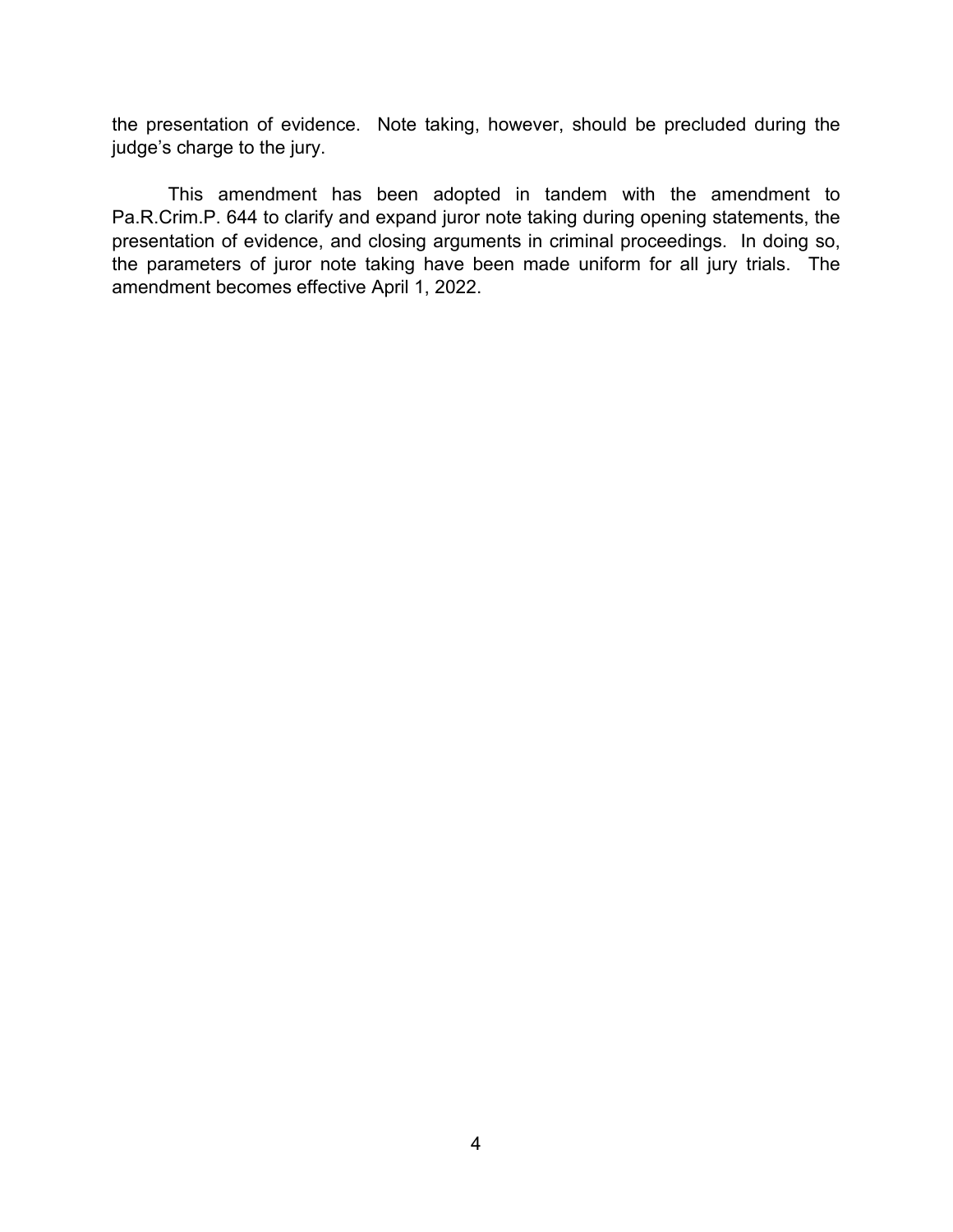the presentation of evidence. Note taking, however, should be precluded during the judge's charge to the jury.

This amendment has been adopted in tandem with the amendment to Pa.R.Crim.P. 644 to clarify and expand juror note taking during opening statements, the presentation of evidence, and closing arguments in criminal proceedings. In doing so, the parameters of juror note taking have been made uniform for all jury trials. The amendment becomes effective April 1, 2022.